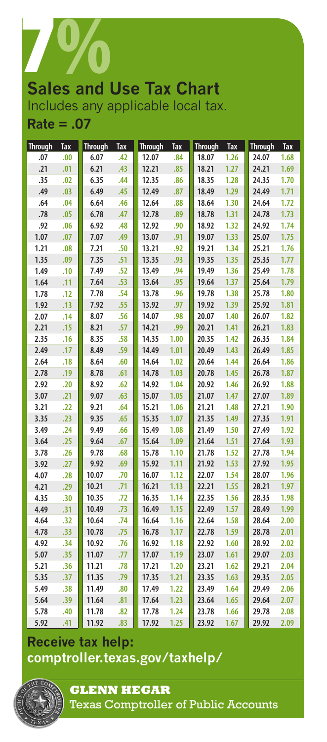# 7%

## Sales and Use Tax Chart

Includes any applicable local tax.

**Rate = .07**

| Through | Tax | Through | Tax | Through | Tax | Through | Tax | Through | Tax |
|---|---|---|---|---|---|---|---|---|---|
| .07 | .00 | 6.07 | .42 | 12.07 | .84 | 18.07 | 1.26 | 24.07 | 1.68 |
| .21 | .01 | 6.21 | .43 | 12.21 | .85 | 18.21 | 1.27 | 24.21 | 1.69 |
| .35 | .02 | 6.35 | .44 | 12.35 | .86 | 18.35 | 1.28 | 24.35 | 1.70 |
| .49 | .03 | 6.49 | .45 | 12.49 | .87 | 18.49 | 1.29 | 24.49 | 1.71 |
| .64 | .04 | 6.64 | .46 | 12.64 | .88 | 18.64 | 1.30 | 24.64 | 1.72 |
| .78 | .05 | 6.78 | .47 | 12.78 | .89 | 18.78 | 1.31 | 24.78 | 1.73 |
| .92 | .06 | 6.92 | .48 | 12.92 | .90 | 18.92 | 1.32 | 24.92 | 1.74 |
| 1.07 | .07 | 7.07 | .49 | 13.07 | .91 | 19.07 | 1.33 | 25.07 | 1.75 |
| 1.21 | .08 | 7.21 | .50 | 13.21 | .92 | 19.21 | 1.34 | 25.21 | 1.76 |
| 1.35 | .09 | 7.35 | .51 | 13.35 | .93 | 19.35 | 1.35 | 25.35 | 1.77 |
| 1.49 | .10 | 7.49 | .52 | 13.49 | .94 | 19.49 | 1.36 | 25.49 | 1.78 |
| 1.64 | .11 | 7.64 | .53 | 13.64 | .95 | 19.64 | 1.37 | 25.64 | 1.79 |
| 1.78 | .12 | 7.78 | .54 | 13.78 | .96 | 19.78 | 1.38 | 25.78 | 1.80 |
| 1.92 | .13 | 7.92 | .55 | 13.92 | .97 | 19.92 | 1.39 | 25.92 | 1.81 |
| 2.07 | .14 | 8.07 | .56 | 14.07 | .98 | 20.07 | 1.40 | 26.07 | 1.82 |
| 2.21 | .15 | 8.21 | .57 | 14.21 | .99 | 20.21 | 1.41 | 26.21 | 1.83 |
| 2.35 | .16 | 8.35 | .58 | 14.35 | 1.00 | 20.35 | 1.42 | 26.35 | 1.84 |
| 2.49 | .17 | 8.49 | .59 | 14.49 | 1.01 | 20.49 | 1.43 | 26.49 | 1.85 |
| 2.64 | .18 | 8.64 | .60 | 14.64 | 1.02 | 20.64 | 1.44 | 26.64 | 1.86 |
| 2.78 | .19 | 8.78 | .61 | 14.78 | 1.03 | 20.78 | 1.45 | 26.78 | 1.87 |
| 2.92 | .20 | 8.92 | .62 | 14.92 | 1.04 | 20.92 | 1.46 | 26.92 | 1.88 |
| 3.07 | .21 | 9.07 | .63 | 15.07 | 1.05 | 21.07 | 1.47 | 27.07 | 1.89 |
| 3.21 | .22 | 9.21 | .64 | 15.21 | 1.06 | 21.21 | 1.48 | 27.21 | 1.90 |
| 3.35 | .23 | 9.35 | .65 | 15.35 | 1.07 | 21.35 | 1.49 | 27.35 | 1.91 |
| 3.49 | .24 | 9.49 | .66 | 15.49 | 1.08 | 21.49 | 1.50 | 27.49 | 1.92 |
| 3.64 | .25 | 9.64 | .67 | 15.64 | 1.09 | 21.64 | 1.51 | 27.64 | 1.93 |
| 3.78 | .26 | 9.78 | .68 | 15.78 | 1.10 | 21.78 | 1.52 | 27.78 | 1.94 |
| 3.92 | .27 | 9.92 | .69 | 15.92 | 1.11 | 21.92 | 1.53 | 27.92 | 1.95 |
| 4.07 | .28 | 10.07 | .70 | 16.07 | 1.12 | 22.07 | 1.54 | 28.07 | 1.96 |
| 4.21 | .29 | 10.21 | .71 | 16.21 | 1.13 | 22.21 | 1.55 | 28.21 | 1.97 |
| 4.35 | .30 | 10.35 | .72 | 16.35 | 1.14 | 22.35 | 1.56 | 28.35 | 1.98 |
| 4.49 | .31 | 10.49 | .73 | 16.49 | 1.15 | 22.49 | 1.57 | 28.49 | 1.99 |
| 4.64 | .32 | 10.64 | .74 | 16.64 | 1.16 | 22.64 | 1.58 | 28.64 | 2.00 |
| 4.78 | .33 | 10.78 | .75 | 16.78 | 1.17 | 22.78 | 1.59 | 28.78 | 2.01 |
| 4.92 | .34 | 10.92 | .76 | 16.92 | 1.18 | 22.92 | 1.60 | 28.92 | 2.02 |
| 5.07 | .35 | 11.07 | .77 | 17.07 | 1.19 | 23.07 | 1.61 | 29.07 | 2.03 |
| 5.21 | .36 | 11.21 | .78 | 17.21 | 1.20 | 23.21 | 1.62 | 29.21 | 2.04 |
| 5.35 | .37 | 11.35 | .79 | 17.35 | 1.21 | 23.35 | 1.63 | 29.35 | 2.05 |
| 5.49 | .38 | 11.49 | .80 | 17.49 | 1.22 | 23.49 | 1.64 | 29.49 | 2.06 |
| 5.64 | .39 | 11.64 | .81 | 17.64 | 1.23 | 23.64 | 1.65 | 29.64 | 2.07 |
| 5.78 | .40 | 11.78 | .82 | 17.78 | 1.24 | 23.78 | 1.66 | 29.78 | 2.08 |
| 5.92 | .41 | 11.92 | .83 | 17.92 | 1.25 | 23.92 | 1.67 | 29.92 | 2.09 |

**Receive tax help:**
**comptroller.texas.gov/taxhelp/**

**GLENN HEGAR**
Texas Comptroller of Public Accounts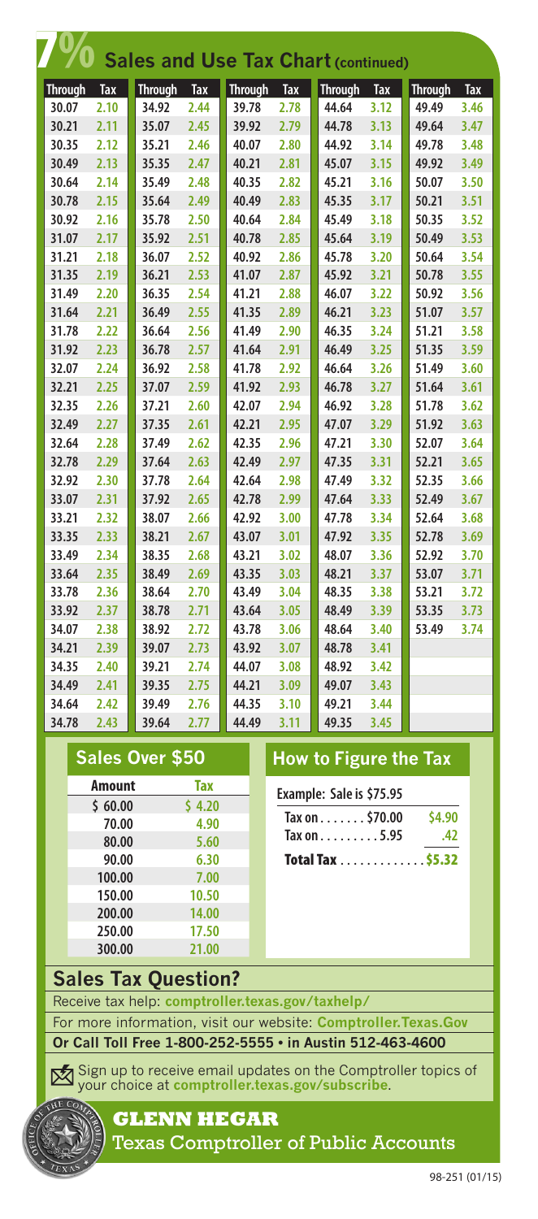# 7% Sales and Use Tax Chart (continued)

| Through | Tax | Through | Tax | Through | Tax | Through | Tax | Through | Tax |
|---|---|---|---|---|---|---|---|---|---|
| 30.07 | 2.10 | 34.92 | 2.44 | 39.78 | 2.78 | 44.64 | 3.12 | 49.49 | 3.46 |
| 30.21 | 2.11 | 35.07 | 2.45 | 39.92 | 2.79 | 44.78 | 3.13 | 49.64 | 3.47 |
| 30.35 | 2.12 | 35.21 | 2.46 | 40.07 | 2.80 | 44.92 | 3.14 | 49.78 | 3.48 |
| 30.49 | 2.13 | 35.35 | 2.47 | 40.21 | 2.81 | 45.07 | 3.15 | 49.92 | 3.49 |
| 30.64 | 2.14 | 35.49 | 2.48 | 40.35 | 2.82 | 45.21 | 3.16 | 50.07 | 3.50 |
| 30.78 | 2.15 | 35.64 | 2.49 | 40.49 | 2.83 | 45.35 | 3.17 | 50.21 | 3.51 |
| 30.92 | 2.16 | 35.78 | 2.50 | 40.64 | 2.84 | 45.49 | 3.18 | 50.35 | 3.52 |
| 31.07 | 2.17 | 35.92 | 2.51 | 40.78 | 2.85 | 45.64 | 3.19 | 50.49 | 3.53 |
| 31.21 | 2.18 | 36.07 | 2.52 | 40.92 | 2.86 | 45.78 | 3.20 | 50.64 | 3.54 |
| 31.35 | 2.19 | 36.21 | 2.53 | 41.07 | 2.87 | 45.92 | 3.21 | 50.78 | 3.55 |
| 31.49 | 2.20 | 36.35 | 2.54 | 41.21 | 2.88 | 46.07 | 3.22 | 50.92 | 3.56 |
| 31.64 | 2.21 | 36.49 | 2.55 | 41.35 | 2.89 | 46.21 | 3.23 | 51.07 | 3.57 |
| 31.78 | 2.22 | 36.64 | 2.56 | 41.49 | 2.90 | 46.35 | 3.24 | 51.21 | 3.58 |
| 31.92 | 2.23 | 36.78 | 2.57 | 41.64 | 2.91 | 46.49 | 3.25 | 51.35 | 3.59 |
| 32.07 | 2.24 | 36.92 | 2.58 | 41.78 | 2.92 | 46.64 | 3.26 | 51.49 | 3.60 |
| 32.21 | 2.25 | 37.07 | 2.59 | 41.92 | 2.93 | 46.78 | 3.27 | 51.64 | 3.61 |
| 32.35 | 2.26 | 37.21 | 2.60 | 42.07 | 2.94 | 46.92 | 3.28 | 51.78 | 3.62 |
| 32.49 | 2.27 | 37.35 | 2.61 | 42.21 | 2.95 | 47.07 | 3.29 | 51.92 | 3.63 |
| 32.64 | 2.28 | 37.49 | 2.62 | 42.35 | 2.96 | 47.21 | 3.30 | 52.07 | 3.64 |
| 32.78 | 2.29 | 37.64 | 2.63 | 42.49 | 2.97 | 47.35 | 3.31 | 52.21 | 3.65 |
| 32.92 | 2.30 | 37.78 | 2.64 | 42.64 | 2.98 | 47.49 | 3.32 | 52.35 | 3.66 |
| 33.07 | 2.31 | 37.92 | 2.65 | 42.78 | 2.99 | 47.64 | 3.33 | 52.49 | 3.67 |
| 33.21 | 2.32 | 38.07 | 2.66 | 42.92 | 3.00 | 47.78 | 3.34 | 52.64 | 3.68 |
| 33.35 | 2.33 | 38.21 | 2.67 | 43.07 | 3.01 | 47.92 | 3.35 | 52.78 | 3.69 |
| 33.49 | 2.34 | 38.35 | 2.68 | 43.21 | 3.02 | 48.07 | 3.36 | 52.92 | 3.70 |
| 33.64 | 2.35 | 38.49 | 2.69 | 43.35 | 3.03 | 48.21 | 3.37 | 53.07 | 3.71 |
| 33.78 | 2.36 | 38.64 | 2.70 | 43.49 | 3.04 | 48.35 | 3.38 | 53.21 | 3.72 |
| 33.92 | 2.37 | 38.78 | 2.71 | 43.64 | 3.05 | 48.49 | 3.39 | 53.35 | 3.73 |
| 34.07 | 2.38 | 38.92 | 2.72 | 43.78 | 3.06 | 48.64 | 3.40 | 53.49 | 3.74 |
| 34.21 | 2.39 | 39.07 | 2.73 | 43.92 | 3.07 | 48.78 | 3.41 | | |
| 34.35 | 2.40 | 39.21 | 2.74 | 44.07 | 3.08 | 48.92 | 3.42 | | |
| 34.49 | 2.41 | 39.35 | 2.75 | 44.21 | 3.09 | 49.07 | 3.43 | | |
| 34.64 | 2.42 | 39.49 | 2.76 | 44.35 | 3.10 | 49.21 | 3.44 | | |
| 34.78 | 2.43 | 39.64 | 2.77 | 44.49 | 3.11 | 49.35 | 3.45 | | |

## Sales Over $50

| Amount | Tax |
|---|---|
| $ 60.00 | $ 4.20 |
| 70.00 | 4.90 |
| 80.00 | 5.60 |
| 90.00 | 6.30 |
| 100.00 | 7.00 |
| 150.00 | 10.50 |
| 200.00 | 14.00 |
| 250.00 | 17.50 |
| 300.00 | 21.00 |

## How to Figure the Tax

**Example: Sale is $75.95**

| | |
|---|---|
| Tax on . . . . . . . $70.00 | $4.90 |
| Tax on . . . . . . . . . 5.95 | .42 |
| **Total Tax . . . . . . . . . . . . .** | **$5.32** |

## Sales Tax Question?

Receive tax help: **comptroller.texas.gov/taxhelp/**

For more information, visit our website: **Comptroller.Texas.Gov**

**Or Call Toll Free 1-800-252-5555 • in Austin 512-463-4600**

Sign up to receive email updates on the Comptroller topics of your choice at **comptroller.texas.gov/subscribe**.

**GLENN HEGAR**

Texas Comptroller of Public Accounts

98-251 (01/15)